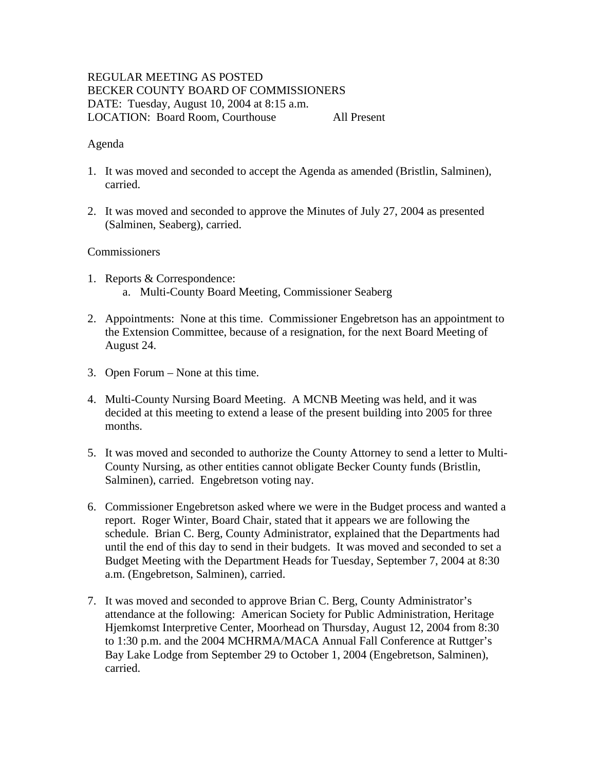REGULAR MEETING AS POSTED
BECKER COUNTY BOARD OF COMMISSIONERS
DATE: Tuesday, August 10, 2004 at 8:15 a.m.
LOCATION: Board Room, Courthouse All Present

Agenda

1. It was moved and seconded to accept the Agenda as amended (Bristlin, Salminen), carried.

2. It was moved and seconded to approve the Minutes of July 27, 2004 as presented (Salminen, Seaberg), carried.

Commissioners

1. Reports & Correspondence:
   a. Multi-County Board Meeting, Commissioner Seaberg

2. Appointments: None at this time. Commissioner Engebretson has an appointment to the Extension Committee, because of a resignation, for the next Board Meeting of August 24.

3. Open Forum – None at this time.

4. Multi-County Nursing Board Meeting. A MCNB Meeting was held, and it was decided at this meeting to extend a lease of the present building into 2005 for three months.

5. It was moved and seconded to authorize the County Attorney to send a letter to Multi-County Nursing, as other entities cannot obligate Becker County funds (Bristlin, Salminen), carried. Engebretson voting nay.

6. Commissioner Engebretson asked where we were in the Budget process and wanted a report. Roger Winter, Board Chair, stated that it appears we are following the schedule. Brian C. Berg, County Administrator, explained that the Departments had until the end of this day to send in their budgets. It was moved and seconded to set a Budget Meeting with the Department Heads for Tuesday, September 7, 2004 at 8:30 a.m. (Engebretson, Salminen), carried.

7. It was moved and seconded to approve Brian C. Berg, County Administrator's attendance at the following: American Society for Public Administration, Heritage Hjemkomst Interpretive Center, Moorhead on Thursday, August 12, 2004 from 8:30 to 1:30 p.m. and the 2004 MCHRMA/MACA Annual Fall Conference at Ruttger's Bay Lake Lodge from September 29 to October 1, 2004 (Engebretson, Salminen), carried.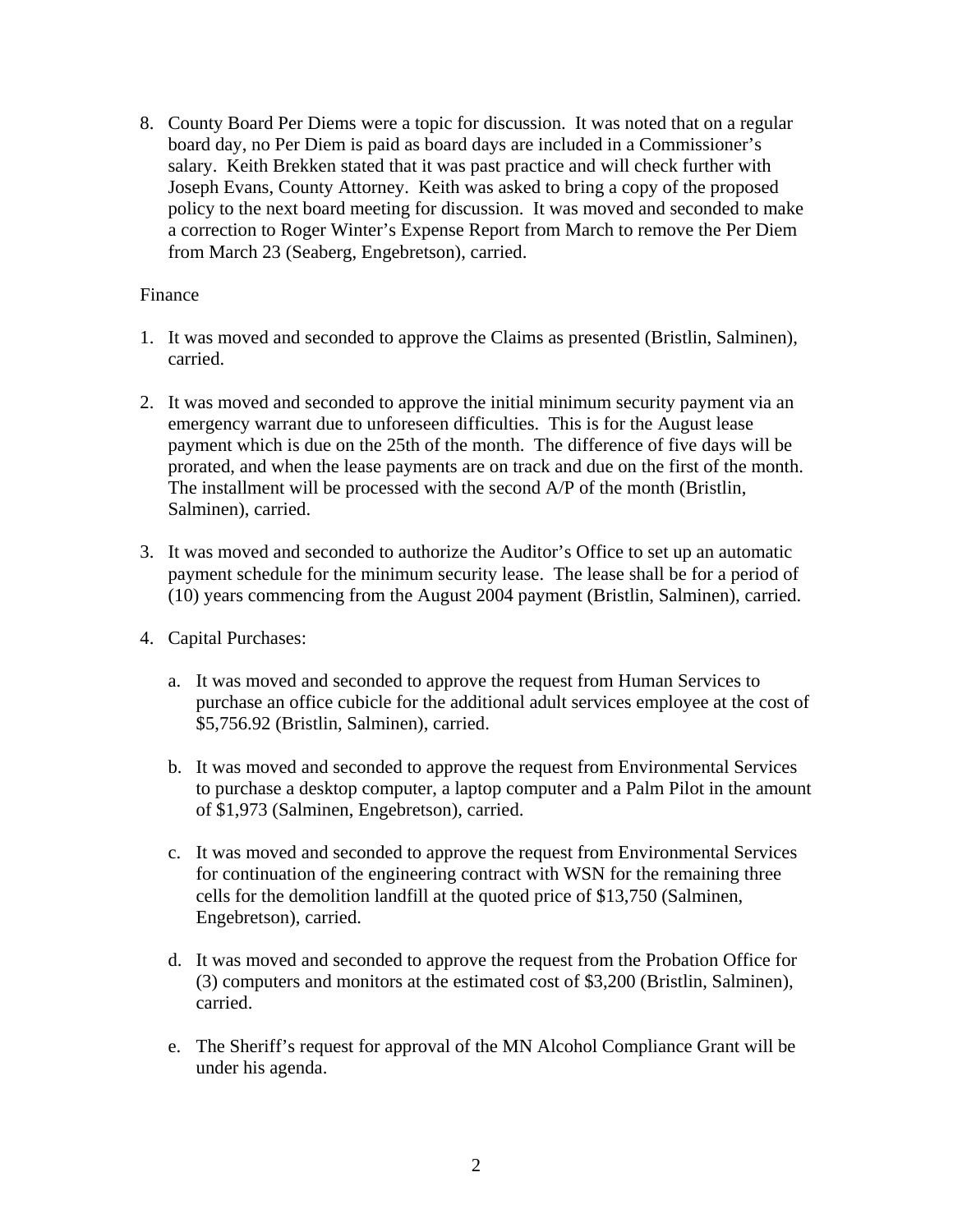8. County Board Per Diems were a topic for discussion. It was noted that on a regular board day, no Per Diem is paid as board days are included in a Commissioner's salary. Keith Brekken stated that it was past practice and will check further with Joseph Evans, County Attorney. Keith was asked to bring a copy of the proposed policy to the next board meeting for discussion. It was moved and seconded to make a correction to Roger Winter's Expense Report from March to remove the Per Diem from March 23 (Seaberg, Engebretson), carried.

Finance

1. It was moved and seconded to approve the Claims as presented (Bristlin, Salminen), carried.

2. It was moved and seconded to approve the initial minimum security payment via an emergency warrant due to unforeseen difficulties. This is for the August lease payment which is due on the 25th of the month. The difference of five days will be prorated, and when the lease payments are on track and due on the first of the month. The installment will be processed with the second A/P of the month (Bristlin, Salminen), carried.

3. It was moved and seconded to authorize the Auditor's Office to set up an automatic payment schedule for the minimum security lease. The lease shall be for a period of (10) years commencing from the August 2004 payment (Bristlin, Salminen), carried.

4. Capital Purchases:

   a. It was moved and seconded to approve the request from Human Services to purchase an office cubicle for the additional adult services employee at the cost of $5,756.92 (Bristlin, Salminen), carried.

   b. It was moved and seconded to approve the request from Environmental Services to purchase a desktop computer, a laptop computer and a Palm Pilot in the amount of $1,973 (Salminen, Engebretson), carried.

   c. It was moved and seconded to approve the request from Environmental Services for continuation of the engineering contract with WSN for the remaining three cells for the demolition landfill at the quoted price of $13,750 (Salminen, Engebretson), carried.

   d. It was moved and seconded to approve the request from the Probation Office for (3) computers and monitors at the estimated cost of $3,200 (Bristlin, Salminen), carried.

   e. The Sheriff's request for approval of the MN Alcohol Compliance Grant will be under his agenda.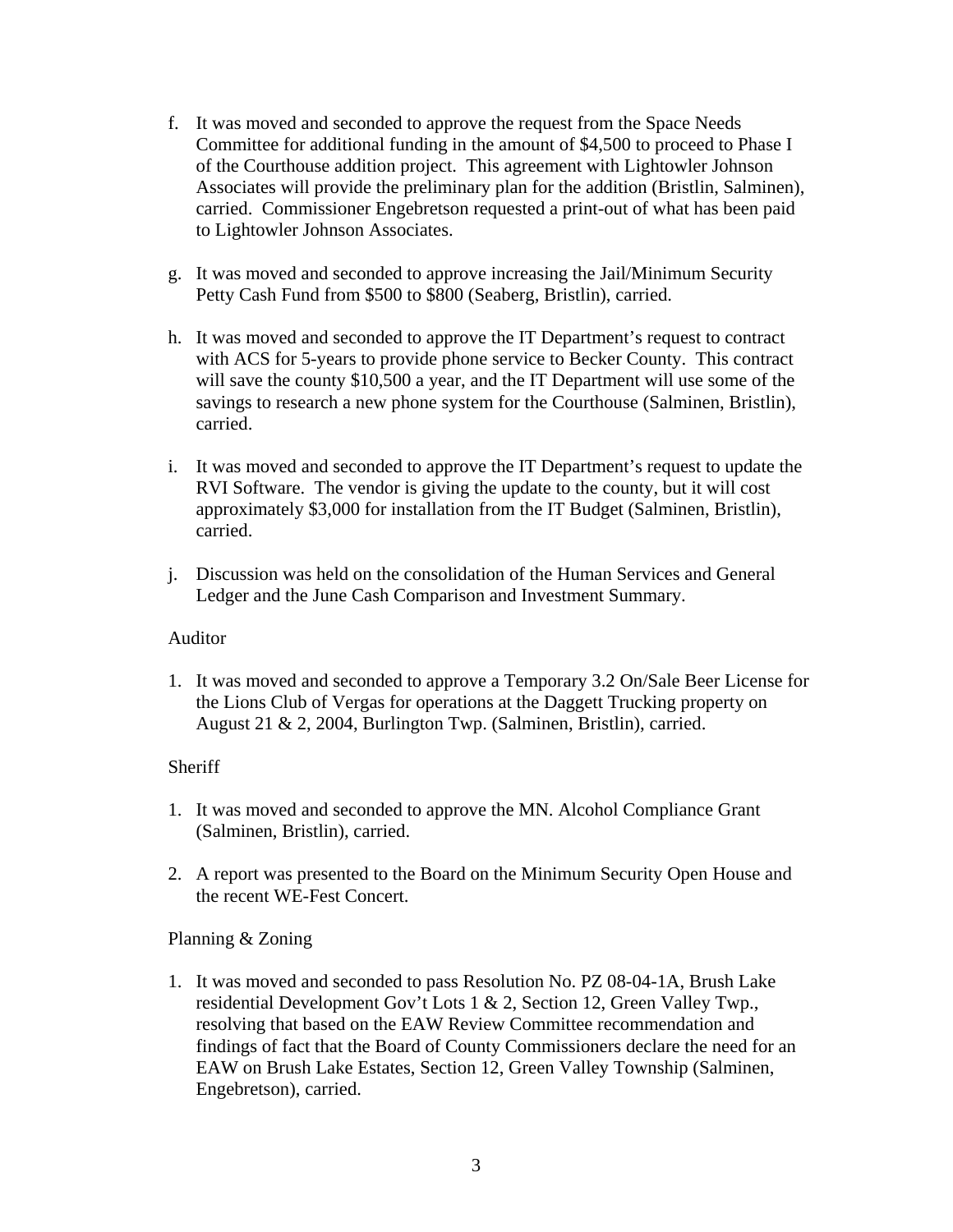f. It was moved and seconded to approve the request from the Space Needs Committee for additional funding in the amount of $4,500 to proceed to Phase I of the Courthouse addition project. This agreement with Lightowler Johnson Associates will provide the preliminary plan for the addition (Bristlin, Salminen), carried. Commissioner Engebretson requested a print-out of what has been paid to Lightowler Johnson Associates.

g. It was moved and seconded to approve increasing the Jail/Minimum Security Petty Cash Fund from $500 to $800 (Seaberg, Bristlin), carried.

h. It was moved and seconded to approve the IT Department's request to contract with ACS for 5-years to provide phone service to Becker County. This contract will save the county $10,500 a year, and the IT Department will use some of the savings to research a new phone system for the Courthouse (Salminen, Bristlin), carried.

i. It was moved and seconded to approve the IT Department's request to update the RVI Software. The vendor is giving the update to the county, but it will cost approximately $3,000 for installation from the IT Budget (Salminen, Bristlin), carried.

j. Discussion was held on the consolidation of the Human Services and General Ledger and the June Cash Comparison and Investment Summary.

Auditor

1. It was moved and seconded to approve a Temporary 3.2 On/Sale Beer License for the Lions Club of Vergas for operations at the Daggett Trucking property on August 21 & 2, 2004, Burlington Twp. (Salminen, Bristlin), carried.

Sheriff

1. It was moved and seconded to approve the MN. Alcohol Compliance Grant (Salminen, Bristlin), carried.

2. A report was presented to the Board on the Minimum Security Open House and the recent WE-Fest Concert.

Planning & Zoning

1. It was moved and seconded to pass Resolution No. PZ 08-04-1A, Brush Lake residential Development Gov't Lots 1 & 2, Section 12, Green Valley Twp., resolving that based on the EAW Review Committee recommendation and findings of fact that the Board of County Commissioners declare the need for an EAW on Brush Lake Estates, Section 12, Green Valley Township (Salminen, Engebretson), carried.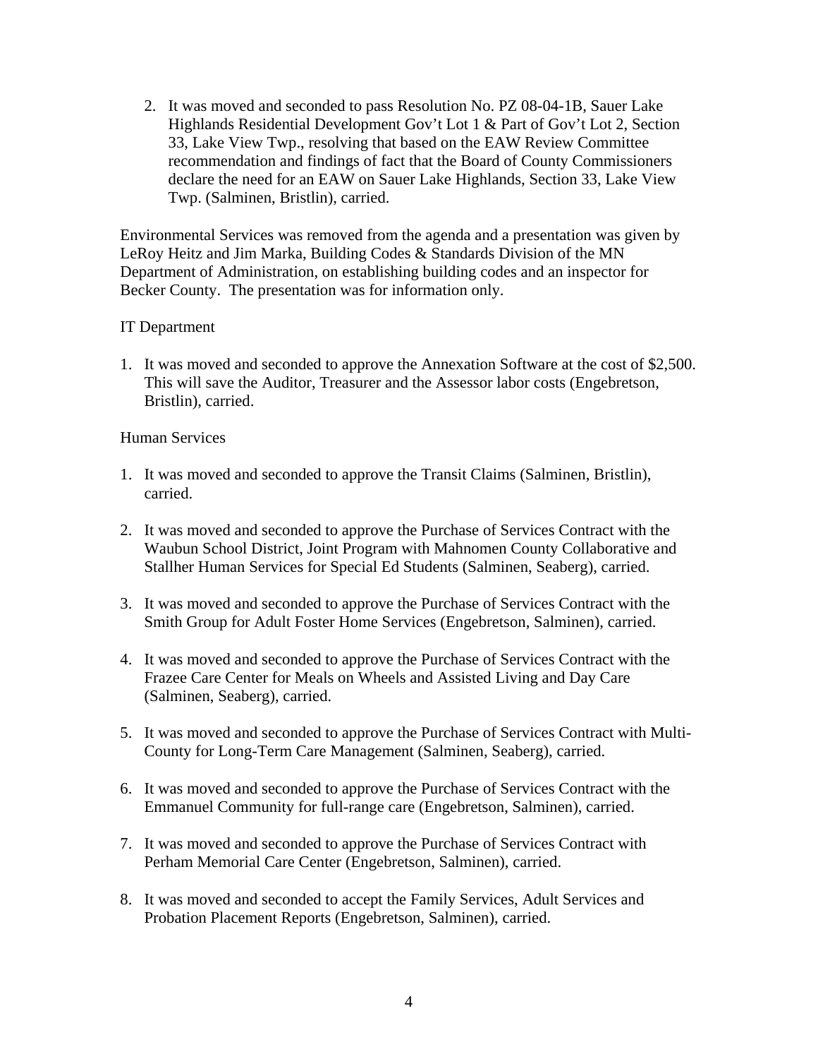2. It was moved and seconded to pass Resolution No. PZ 08-04-1B, Sauer Lake Highlands Residential Development Gov't Lot 1 & Part of Gov't Lot 2, Section 33, Lake View Twp., resolving that based on the EAW Review Committee recommendation and findings of fact that the Board of County Commissioners declare the need for an EAW on Sauer Lake Highlands, Section 33, Lake View Twp. (Salminen, Bristlin), carried.

Environmental Services was removed from the agenda and a presentation was given by LeRoy Heitz and Jim Marka, Building Codes & Standards Division of the MN Department of Administration, on establishing building codes and an inspector for Becker County. The presentation was for information only.

IT Department

1. It was moved and seconded to approve the Annexation Software at the cost of $2,500. This will save the Auditor, Treasurer and the Assessor labor costs (Engebretson, Bristlin), carried.

Human Services

1. It was moved and seconded to approve the Transit Claims (Salminen, Bristlin), carried.
2. It was moved and seconded to approve the Purchase of Services Contract with the Waubun School District, Joint Program with Mahnomen County Collaborative and Stallher Human Services for Special Ed Students (Salminen, Seaberg), carried.
3. It was moved and seconded to approve the Purchase of Services Contract with the Smith Group for Adult Foster Home Services (Engebretson, Salminen), carried.
4. It was moved and seconded to approve the Purchase of Services Contract with the Frazee Care Center for Meals on Wheels and Assisted Living and Day Care (Salminen, Seaberg), carried.
5. It was moved and seconded to approve the Purchase of Services Contract with Multi-County for Long-Term Care Management (Salminen, Seaberg), carried.
6. It was moved and seconded to approve the Purchase of Services Contract with the Emmanuel Community for full-range care (Engebretson, Salminen), carried.
7. It was moved and seconded to approve the Purchase of Services Contract with Perham Memorial Care Center (Engebretson, Salminen), carried.
8. It was moved and seconded to accept the Family Services, Adult Services and Probation Placement Reports (Engebretson, Salminen), carried.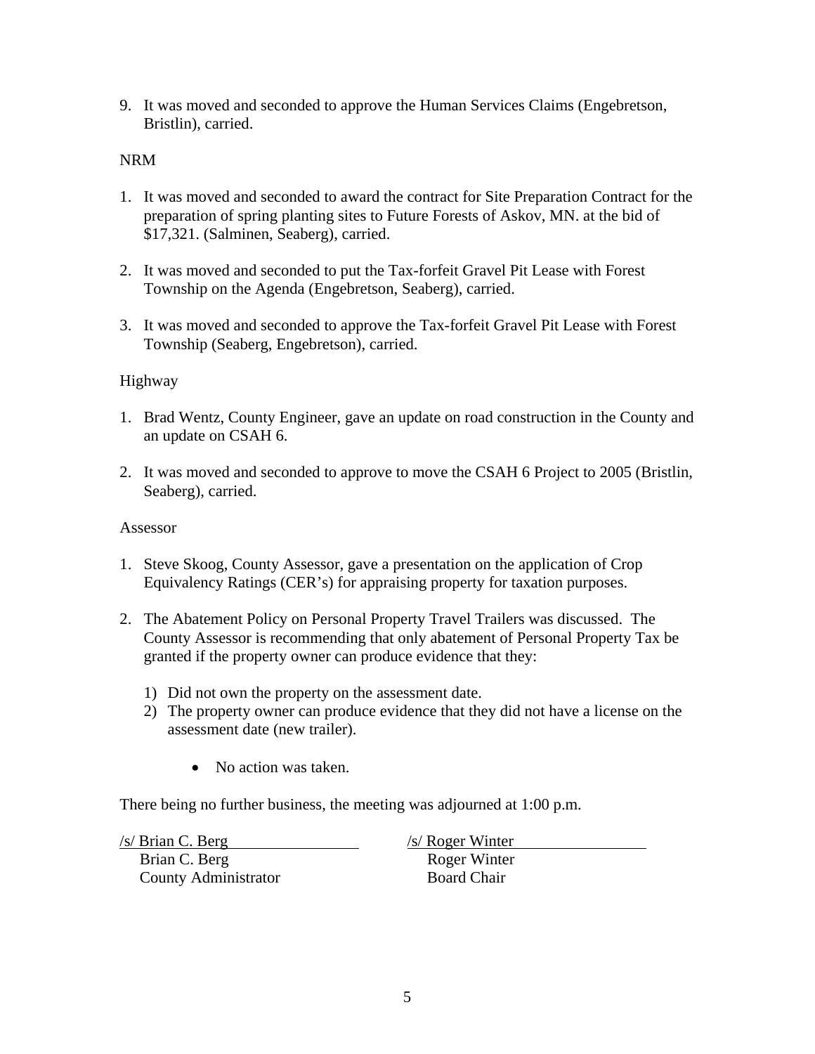9. It was moved and seconded to approve the Human Services Claims (Engebretson, Bristlin), carried.

NRM

1. It was moved and seconded to award the contract for Site Preparation Contract for the preparation of spring planting sites to Future Forests of Askov, MN. at the bid of $17,321. (Salminen, Seaberg), carried.

2. It was moved and seconded to put the Tax-forfeit Gravel Pit Lease with Forest Township on the Agenda (Engebretson, Seaberg), carried.

3. It was moved and seconded to approve the Tax-forfeit Gravel Pit Lease with Forest Township (Seaberg, Engebretson), carried.

Highway

1. Brad Wentz, County Engineer, gave an update on road construction in the County and an update on CSAH 6.

2. It was moved and seconded to approve to move the CSAH 6 Project to 2005 (Bristlin, Seaberg), carried.

Assessor

1. Steve Skoog, County Assessor, gave a presentation on the application of Crop Equivalency Ratings (CER's) for appraising property for taxation purposes.

2. The Abatement Policy on Personal Property Travel Trailers was discussed. The County Assessor is recommending that only abatement of Personal Property Tax be granted if the property owner can produce evidence that they:

   1) Did not own the property on the assessment date.
   2) The property owner can produce evidence that they did not have a license on the assessment date (new trailer).

      - No action was taken.

There being no further business, the meeting was adjourned at 1:00 p.m.

| | |
|---|---|
| /s/ Brian C. Berg | /s/ Roger Winter |
| Brian C. Berg | Roger Winter |
| County Administrator | Board Chair |